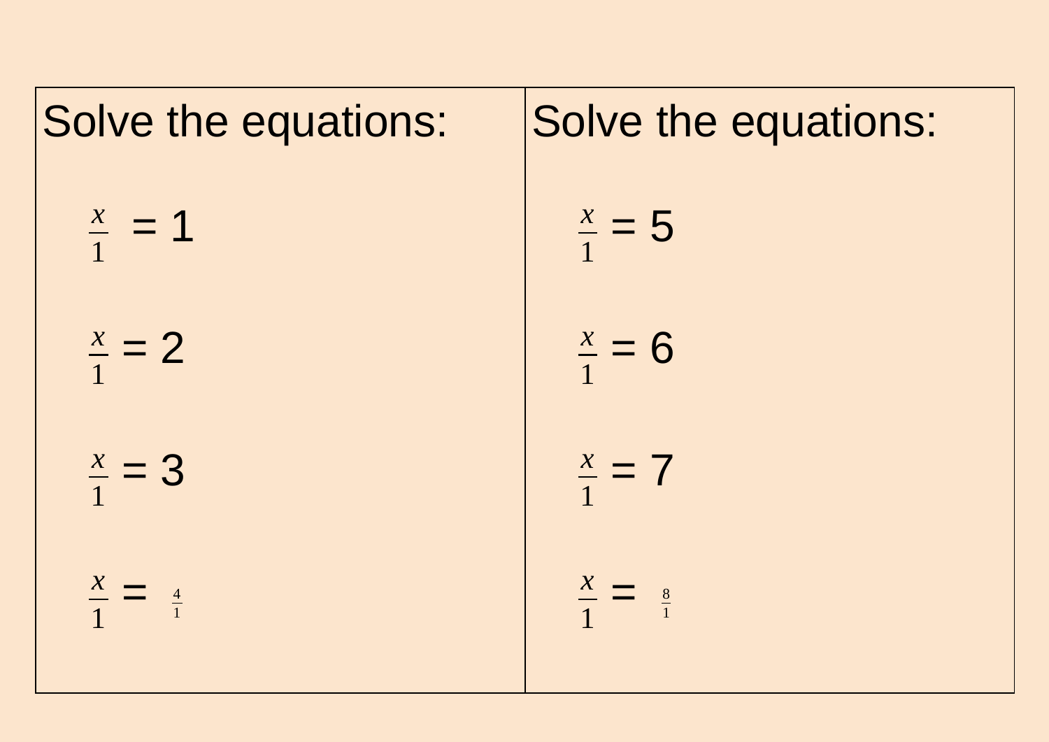| Solve the equations: | Solve the equations: |
| --- | --- |
| $\frac{x}{1} = 1$ | $\frac{x}{1} = 5$ |
| $\frac{x}{1} = 2$ | $\frac{x}{1} = 6$ |
| $\frac{x}{1} = 3$ | $\frac{x}{1} = 7$ |
| $\frac{x}{1} = \frac{4}{1}$ | $\frac{x}{1} = \frac{8}{1}$ |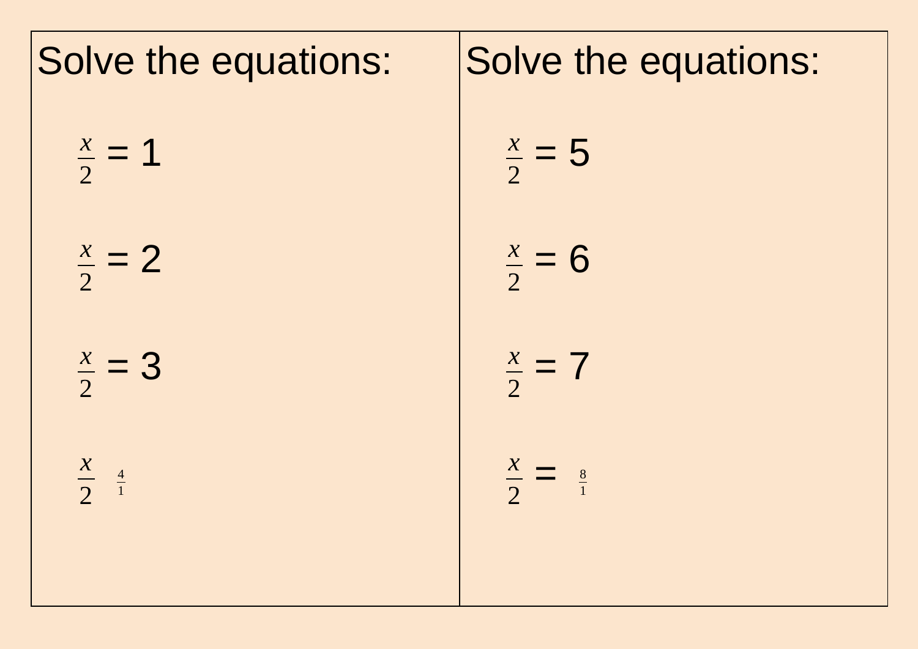Solve the equations:

$\frac{x}{2} = 1$

$\frac{x}{2} = 2$

$\frac{x}{2} = 3$

$\frac{x}{2} \quad \frac{4}{1}$

Solve the equations:

$\frac{x}{2} = 5$

$\frac{x}{2} = 6$

$\frac{x}{2} = 7$

$\frac{x}{2} = \frac{8}{1}$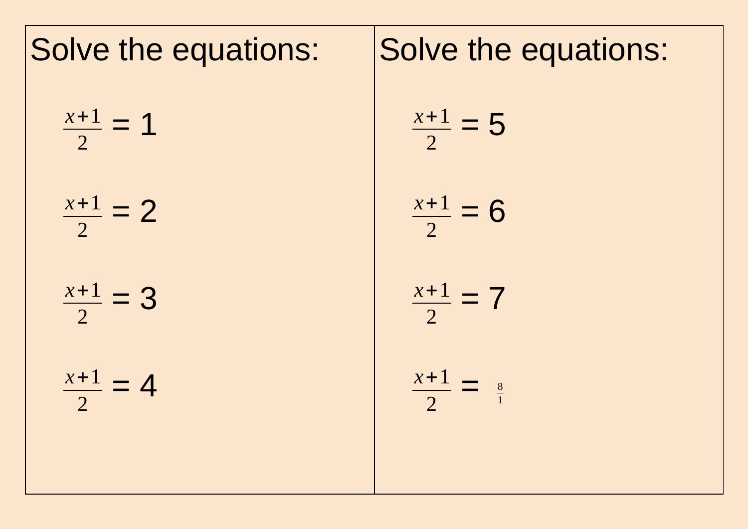Solve the equations:

$$\frac{x+1}{2} = 1$$

$$\frac{x+1}{2} = 2$$

$$\frac{x+1}{2} = 3$$

$$\frac{x+1}{2} = 4$$

Solve the equations:

$$\frac{x+1}{2} = 5$$

$$\frac{x+1}{2} = 6$$

$$\frac{x+1}{2} = 7$$

$$\frac{x+1}{2} = \frac{8}{1}$$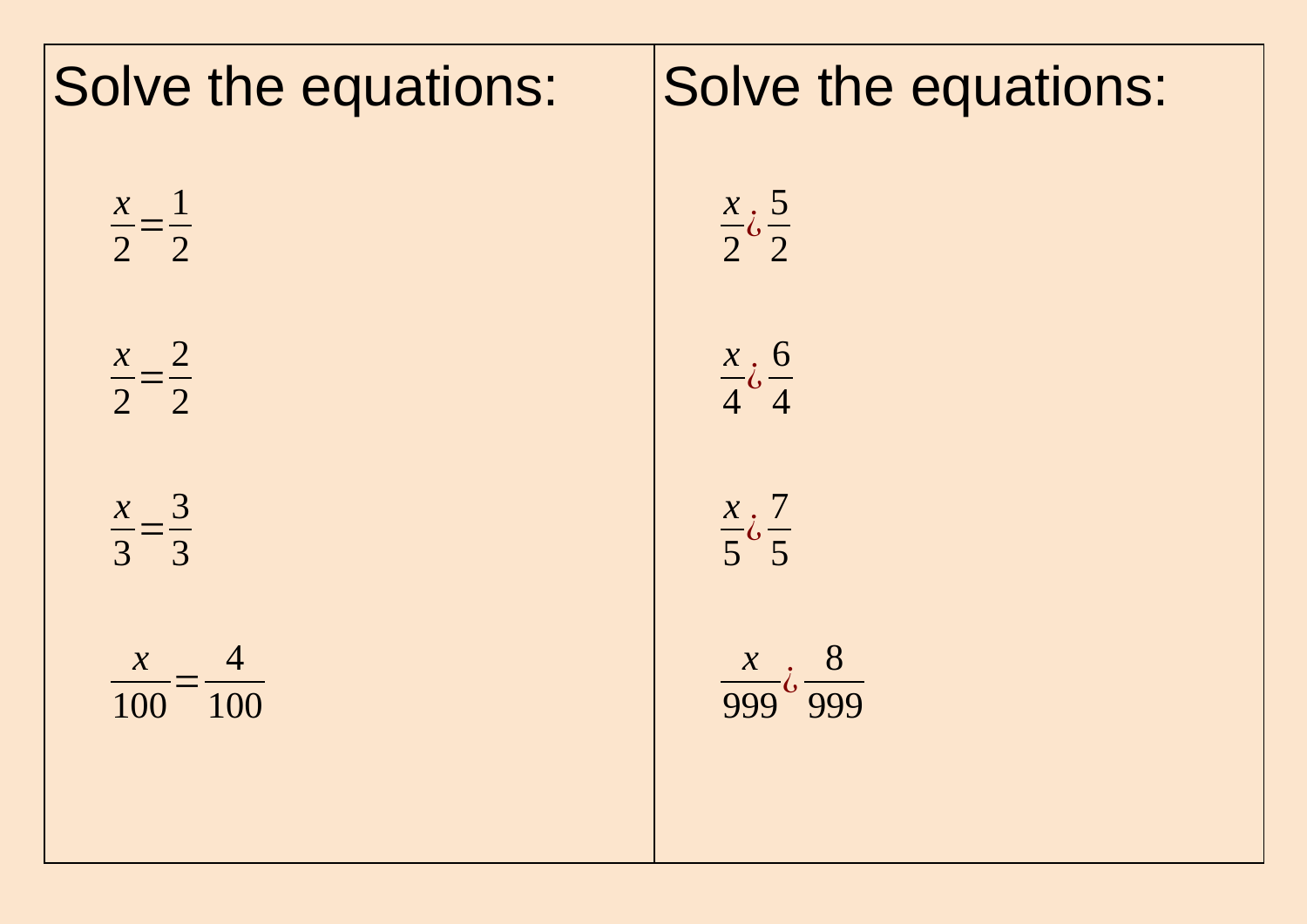Solve the equations:

$$\frac{x}{2}=\frac{1}{2}$$

$$\frac{x}{2}=\frac{2}{2}$$

$$\frac{x}{3}=\frac{3}{3}$$

$$\frac{x}{100}=\frac{4}{100}$$

Solve the equations:

$$\frac{x}{2}\text{¿}\frac{5}{2}$$

$$\frac{x}{4}\text{¿}\frac{6}{4}$$

$$\frac{x}{5}\text{¿}\frac{7}{5}$$

$$\frac{x}{999}\text{¿}\frac{8}{999}$$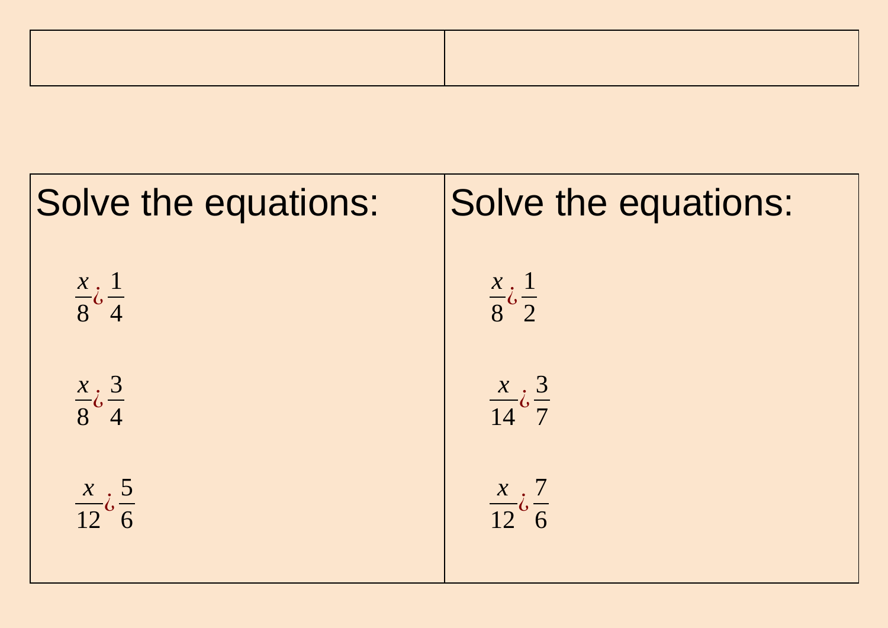Solve the equations:

$\frac{x}{8}$¿$\frac{1}{4}$

$\frac{x}{8}$¿$\frac{3}{4}$

$\frac{x}{12}$¿$\frac{5}{6}$

Solve the equations:

$\frac{x}{8}$¿$\frac{1}{2}$

$\frac{x}{14}$¿$\frac{3}{7}$

$\frac{x}{12}$¿$\frac{7}{6}$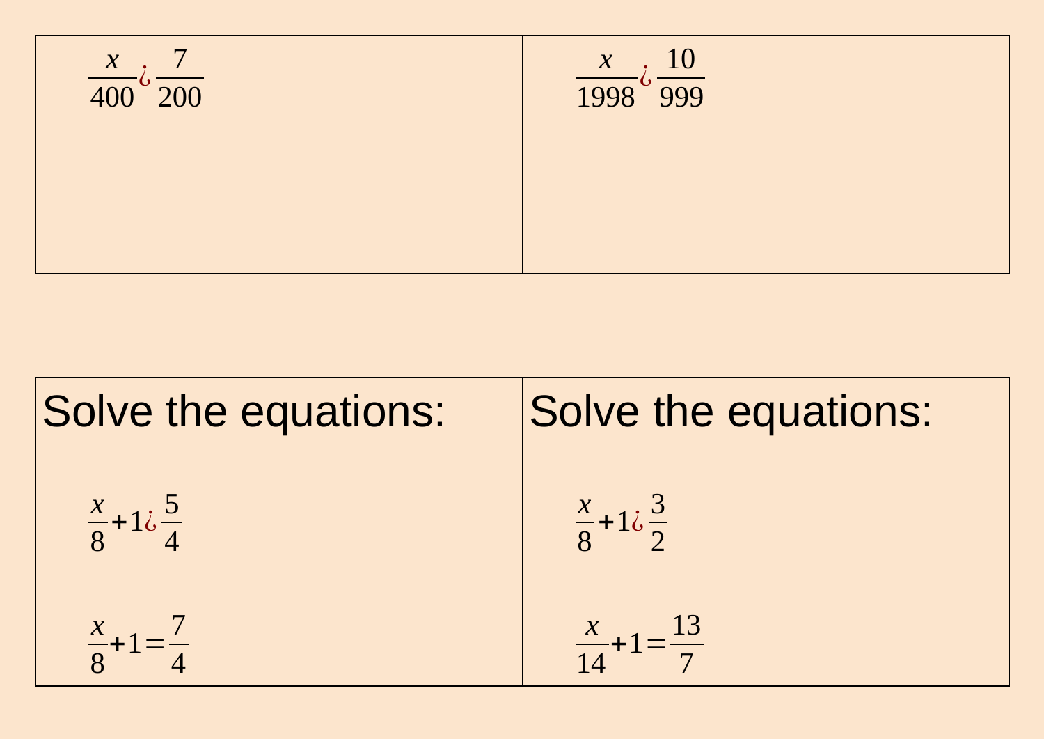$$\frac{x}{400}\text{¿}\frac{7}{200}$$

$$\frac{x}{1998}\text{¿}\frac{10}{999}$$

Solve the equations:

$$\frac{x}{8}+1\text{¿}\frac{5}{4}$$

$$\frac{x}{8}+1=\frac{7}{4}$$

Solve the equations:

$$\frac{x}{8}+1\text{¿}\frac{3}{2}$$

$$\frac{x}{14}+1=\frac{13}{7}$$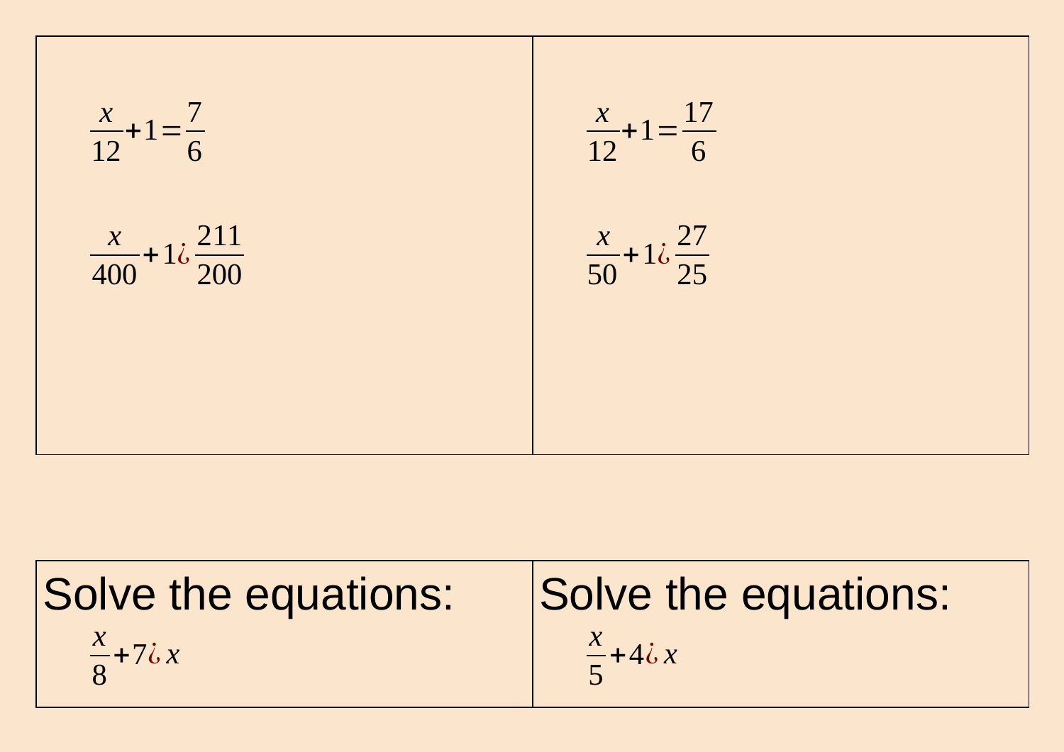$$\frac{x}{12}+1=\frac{7}{6}$$

$$\frac{x}{400}+1¿\frac{211}{200}$$

$$\frac{x}{12}+1=\frac{17}{6}$$

$$\frac{x}{50}+1¿\frac{27}{25}$$

Solve the equations:

$$\frac{x}{8}+7¿x$$

Solve the equations:

$$\frac{x}{5}+4¿x$$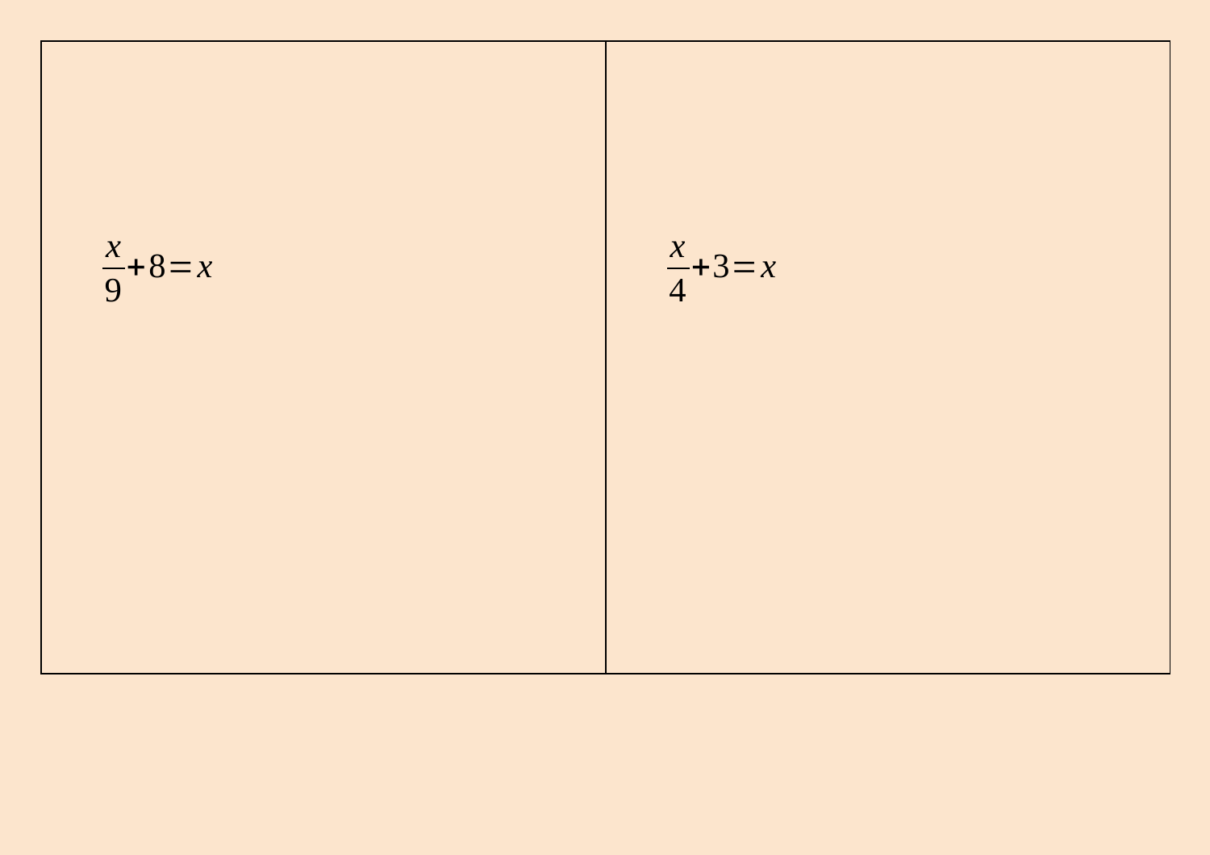| | |
|---|---|
| $\frac{x}{9}+8=x$ | $\frac{x}{4}+3=x$ |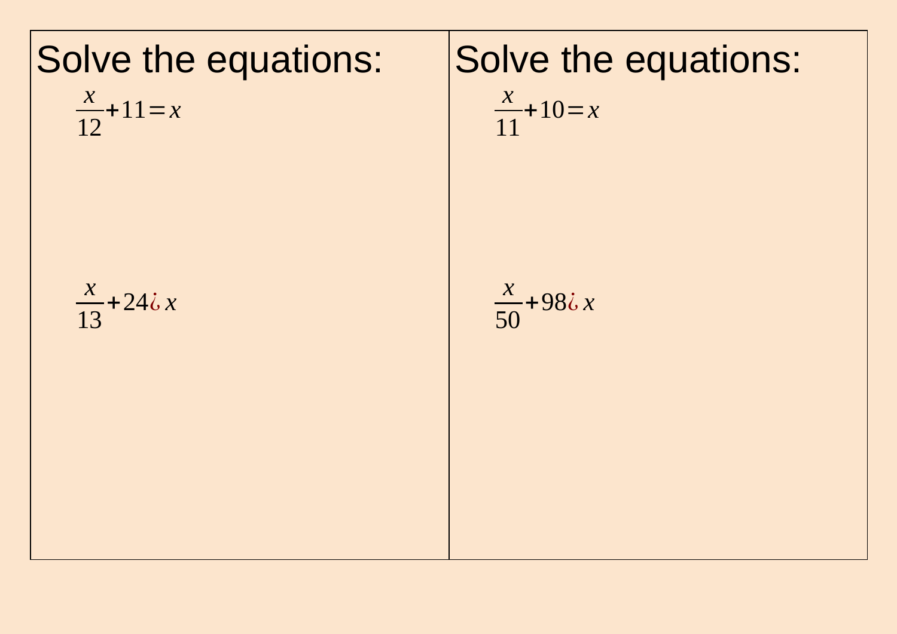# Solve the equations:

$$\frac{x}{12}+11=x$$

$$\frac{x}{13}+24\text{¿}x$$

# Solve the equations:

$$\frac{x}{11}+10=x$$

$$\frac{x}{50}+98\text{¿}x$$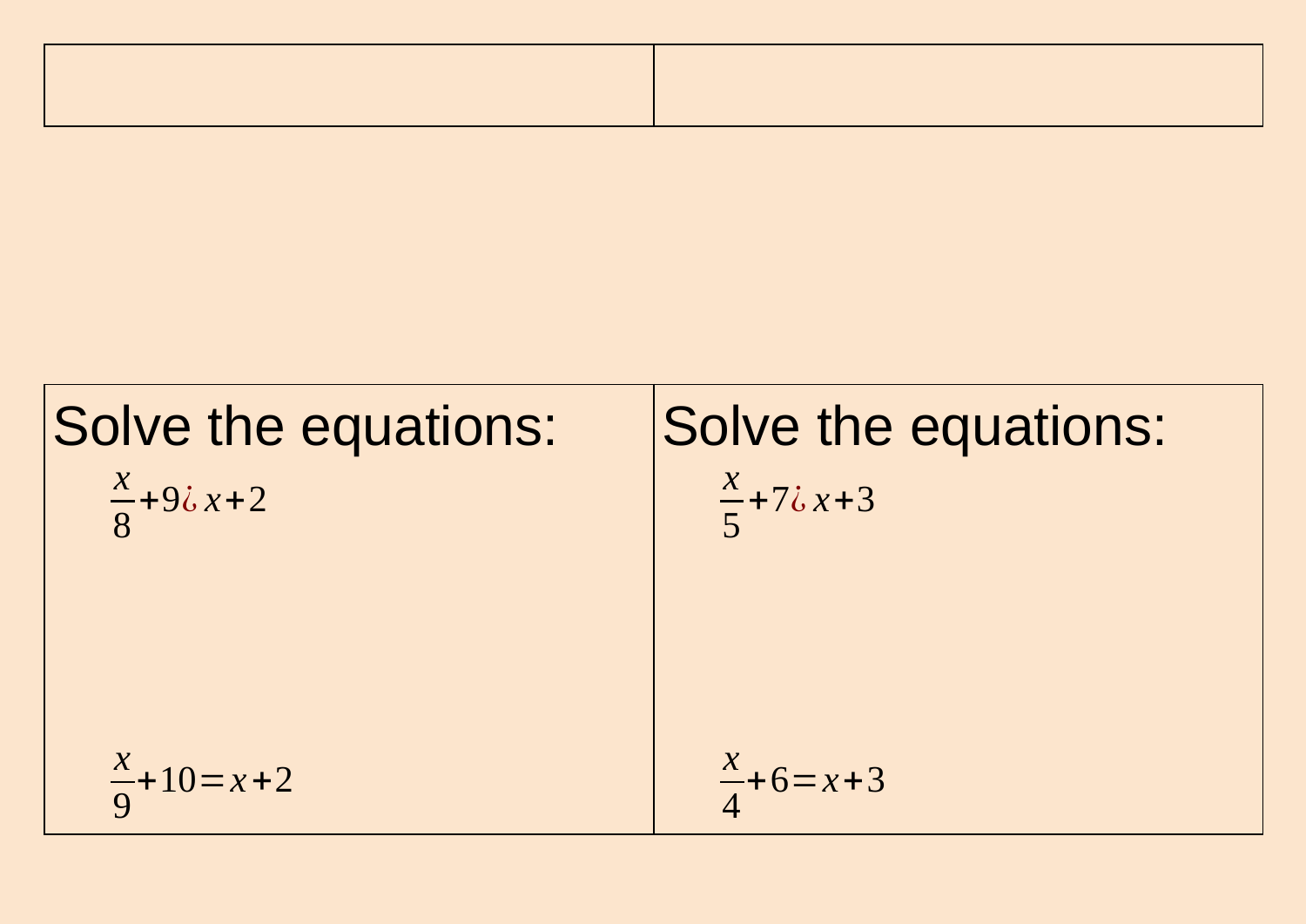Solve the equations:

$\frac{x}{8}+9\text{¿}x+2$

$\frac{x}{9}+10=x+2$

Solve the equations:

$\frac{x}{5}+7\text{¿}x+3$

$\frac{x}{4}+6=x+3$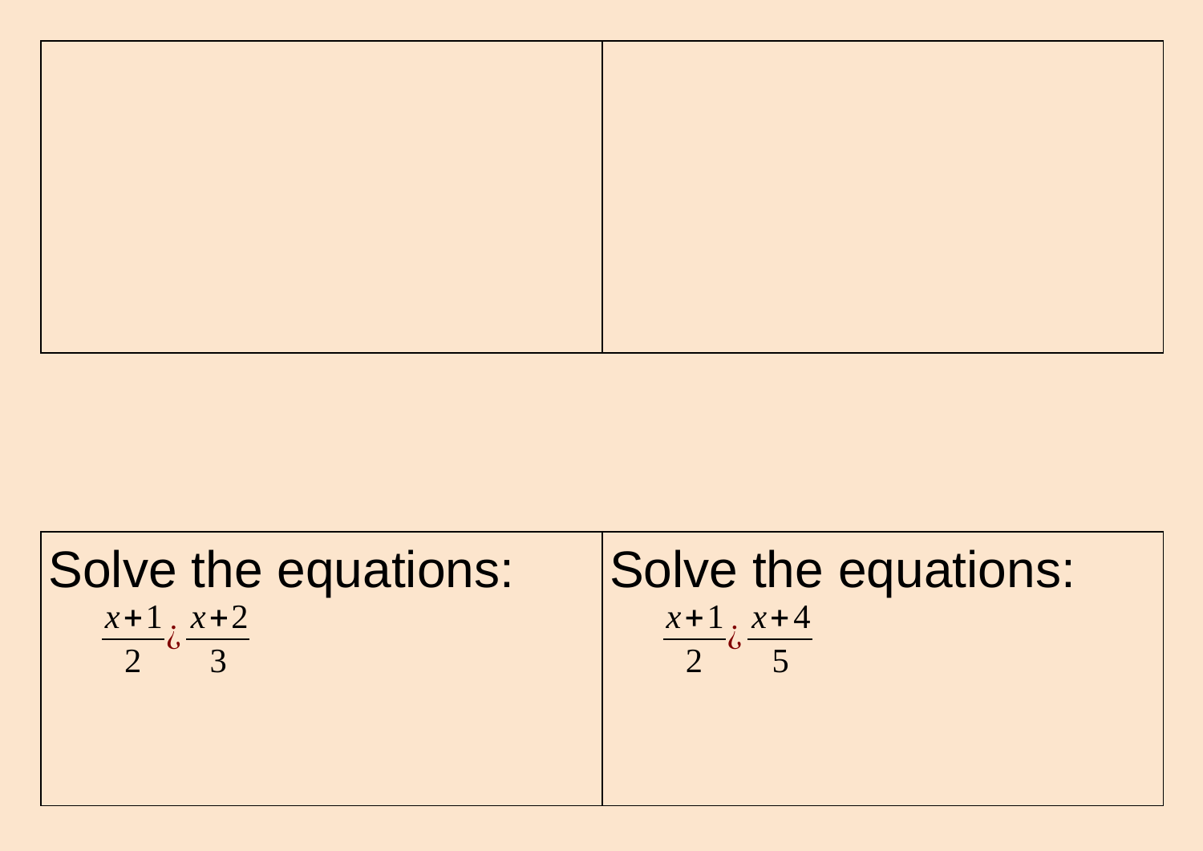Solve the equations:

$$\frac{x+1}{2} \text{¿} \frac{x+2}{3}$$

Solve the equations:

$$\frac{x+1}{2} \text{¿} \frac{x+4}{5}$$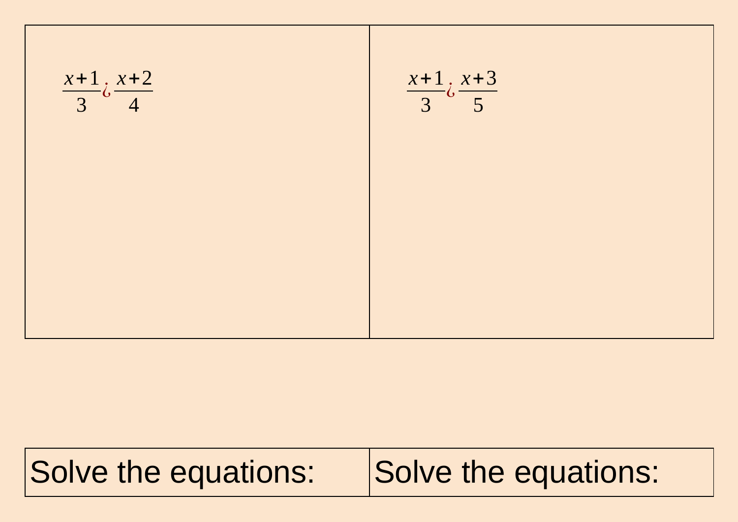$$\frac{x+1}{3}\text{¿}\frac{x+2}{4}$$

$$\frac{x+1}{3}\text{¿}\frac{x+3}{5}$$

| Solve the equations: | Solve the equations: |
|---|---|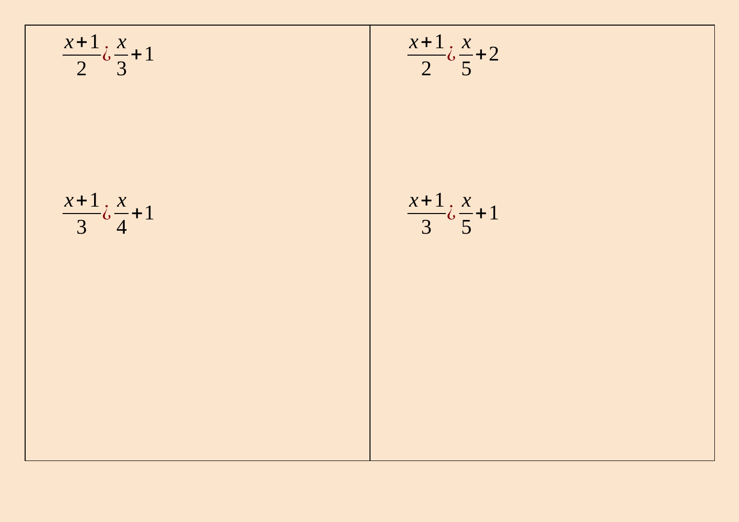$$\frac{x+1}{2} \text{¿} \frac{x}{3}+1$$

$$\frac{x+1}{3} \text{¿} \frac{x}{4}+1$$

$$\frac{x+1}{2} \text{¿} \frac{x}{5}+2$$

$$\frac{x+1}{3} \text{¿} \frac{x}{5}+1$$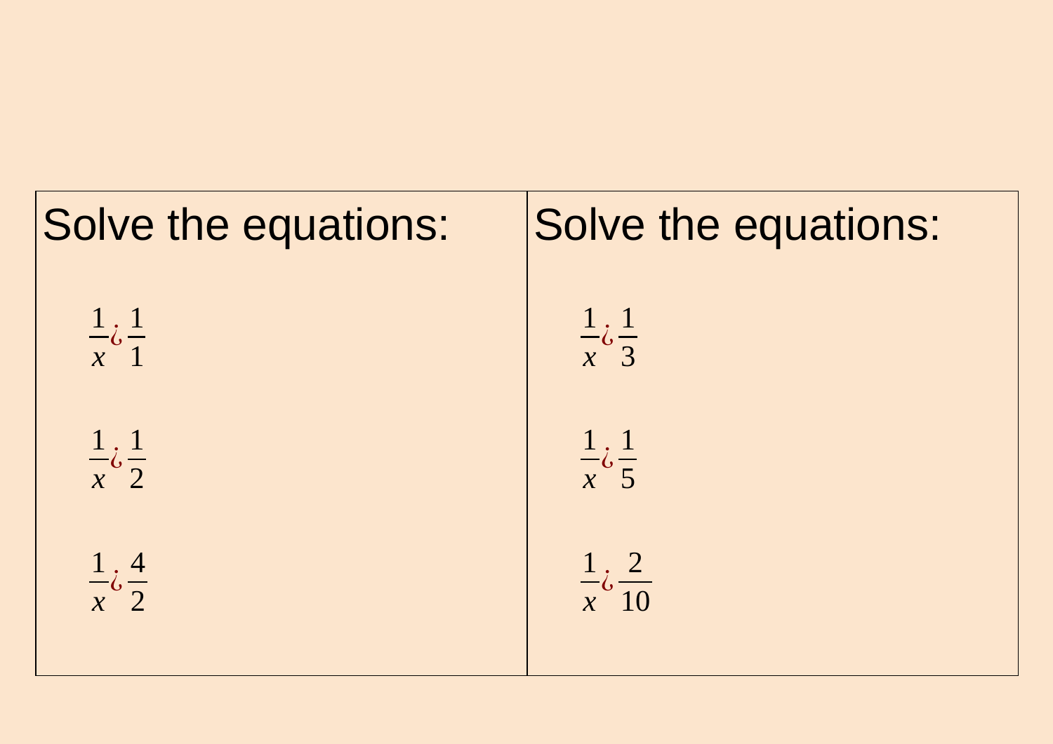Solve the equations:

$$\frac{1}{x} \text{¿} \frac{1}{1}$$

$$\frac{1}{x} \text{¿} \frac{1}{2}$$

$$\frac{1}{x} \text{¿} \frac{4}{2}$$

Solve the equations:

$$\frac{1}{x} \text{¿} \frac{1}{3}$$

$$\frac{1}{x} \text{¿} \frac{1}{5}$$

$$\frac{1}{x} \text{¿} \frac{2}{10}$$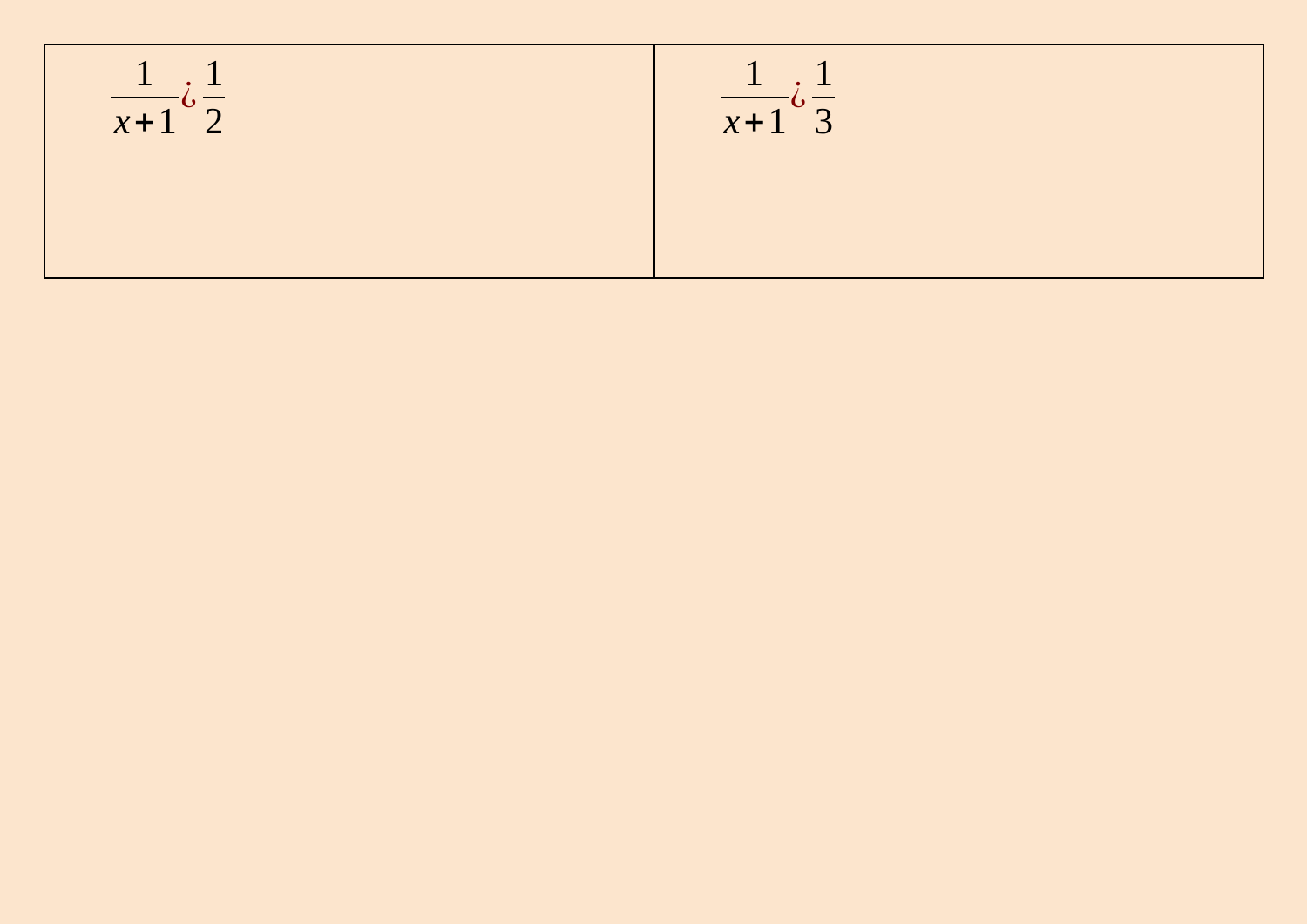| | |
|---|---|
| $\frac{1}{x+1}¿\frac{1}{2}$ | $\frac{1}{x+1}¿\frac{1}{3}$ |